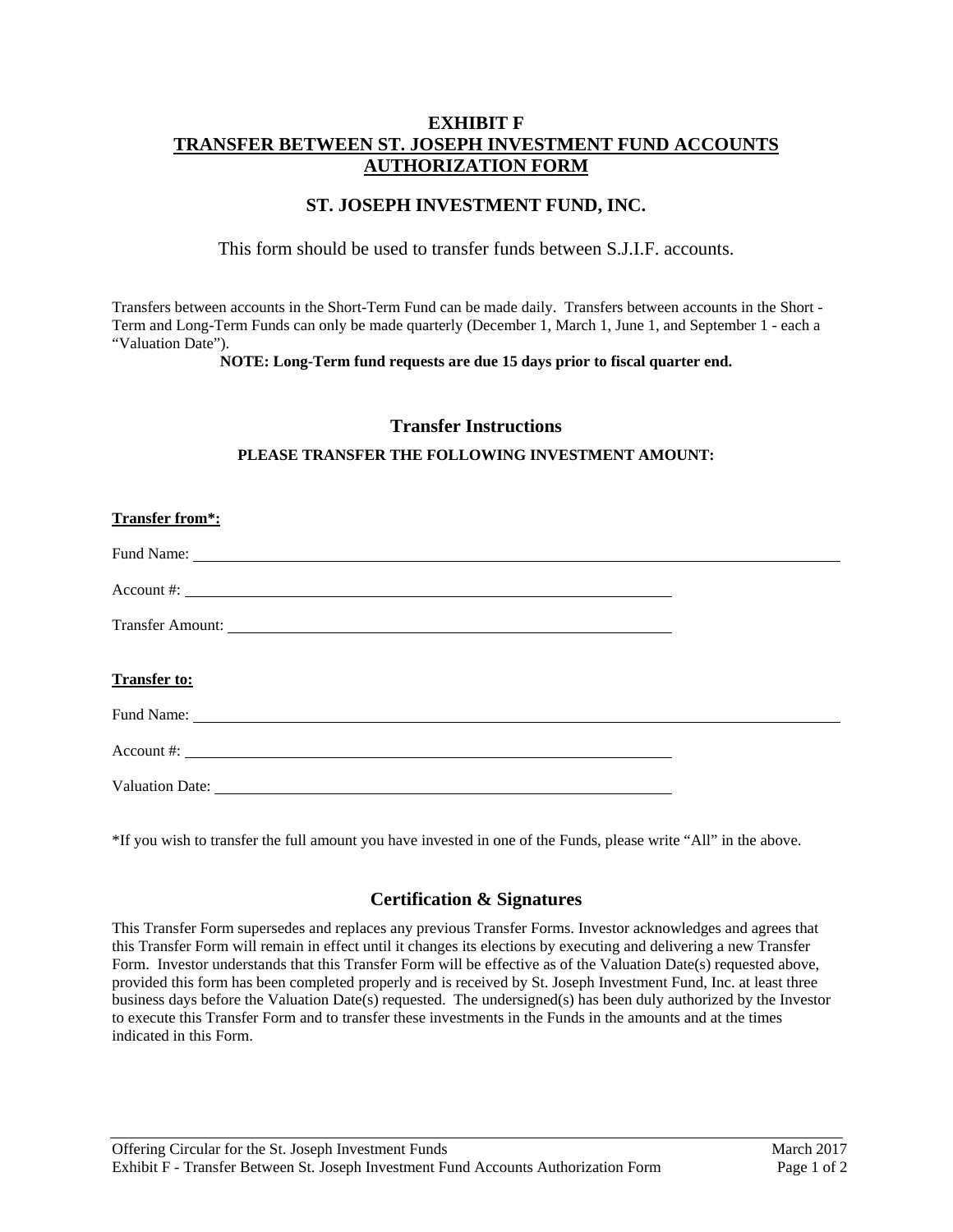# EXHIBIT F
# TRANSFER BETWEEN ST. JOSEPH INVESTMENT FUND ACCOUNTS AUTHORIZATION FORM

## ST. JOSEPH INVESTMENT FUND, INC.

This form should be used to transfer funds between S.J.I.F. accounts.

Transfers between accounts in the Short-Term Fund can be made daily. Transfers between accounts in the Short - Term and Long-Term Funds can only be made quarterly (December 1, March 1, June 1, and September 1 - each a "Valuation Date").

**NOTE: Long-Term fund requests are due 15 days prior to fiscal quarter end.**

## Transfer Instructions

**PLEASE TRANSFER THE FOLLOWING INVESTMENT AMOUNT:**

**Transfer from*:**

Fund Name: ____________________________________________

Account #: ____________________________________________

Transfer Amount: ____________________________________________

**Transfer to:**

Fund Name: ____________________________________________

Account #: ____________________________________________

Valuation Date: ____________________________________________

*If you wish to transfer the full amount you have invested in one of the Funds, please write "All" in the above.

## Certification & Signatures

This Transfer Form supersedes and replaces any previous Transfer Forms. Investor acknowledges and agrees that this Transfer Form will remain in effect until it changes its elections by executing and delivering a new Transfer Form. Investor understands that this Transfer Form will be effective as of the Valuation Date(s) requested above, provided this form has been completed properly and is received by St. Joseph Investment Fund, Inc. at least three business days before the Valuation Date(s) requested. The undersigned(s) has been duly authorized by the Investor to execute this Transfer Form and to transfer these investments in the Funds in the amounts and at the times indicated in this Form.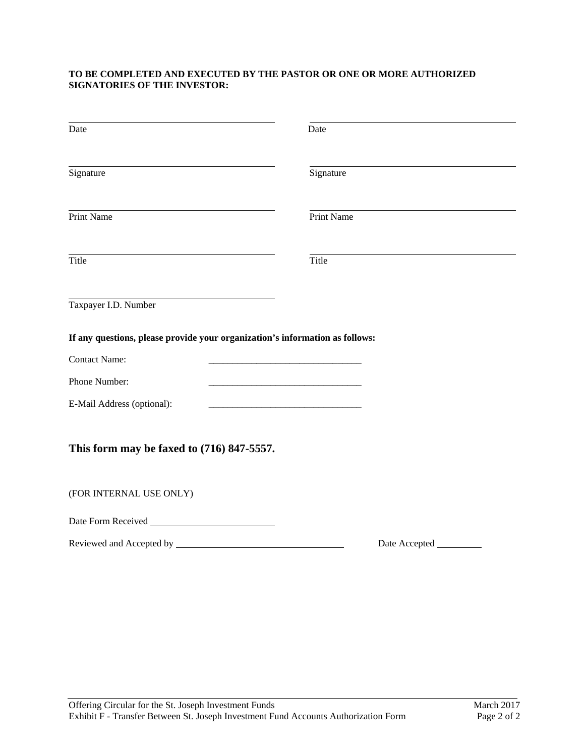**TO BE COMPLETED AND EXECUTED BY THE PASTOR OR ONE OR MORE AUTHORIZED SIGNATORIES OF THE INVESTOR:**

| | |
|---|---|
| Date | Date |
| Signature | Signature |
| Print Name | Print Name |
| Title | Title |
| Taxpayer I.D. Number | |

**If any questions, please provide your organization's information as follows:**

Contact Name: ________________________________

Phone Number: ________________________________

E-Mail Address (optional): ________________________________

## This form may be faxed to (716) 847-5557.

(FOR INTERNAL USE ONLY)

Date Form Received ________________________

Reviewed and Accepted by ________________________________ Date Accepted __________

Offering Circular for the St. Joseph Investment Funds

Exhibit F - Transfer Between St. Joseph Investment Fund Accounts Authorization Form

March 2017